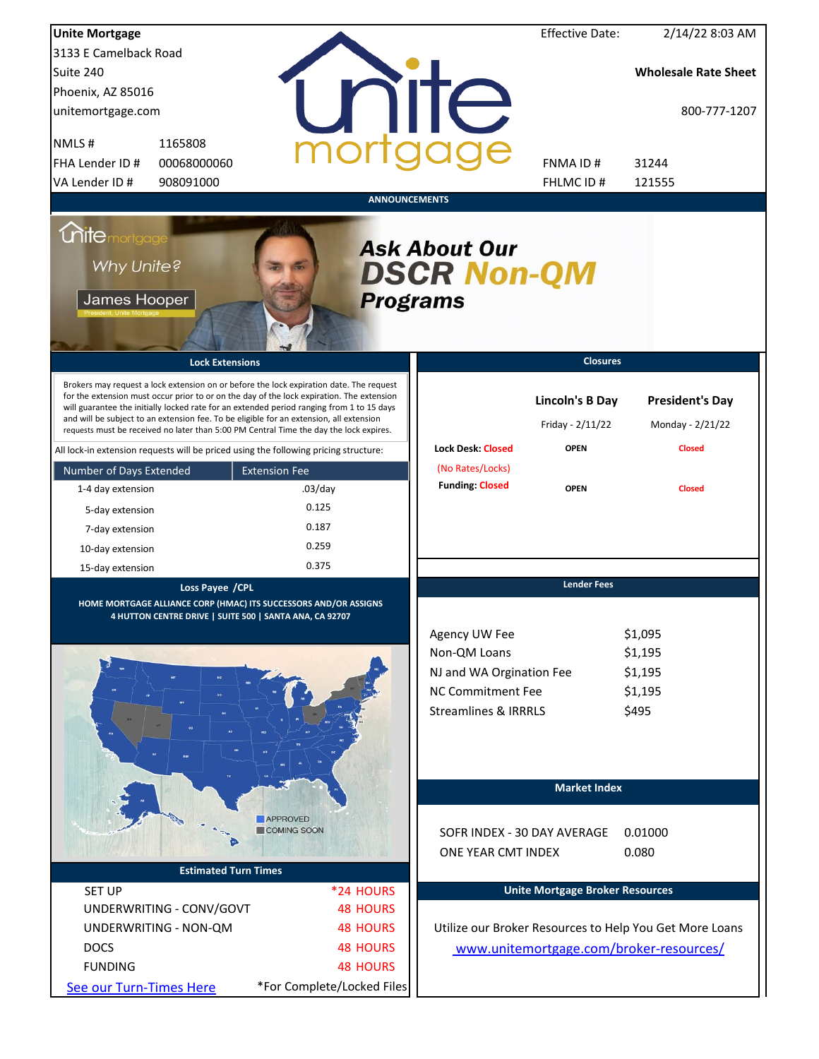**Unite Mortgage**
3133 E Camelback Road
Suite 240
Phoenix, AZ 85016
unitemortgage.com

| | |
|---|---|
| NMLS # | 1165808 |
| FHA Lender ID # | 00068000060 |
| VA Lender ID # | 908091000 |

Effective Date: 2/14/22 8:03 AM

**Wholesale Rate Sheet**

800-777-1207

| | |
|---|---|
| FNMA ID # | 31244 |
| FHLMC ID # | 121555 |

**ANNOUNCEMENTS**

Why Unite?
James Hooper
President, Unite Mortgage

**Ask About Our DSCR Non-QM Programs**

## Lock Extensions

Brokers may request a lock extension on or before the lock expiration date. The request for the extension must occur prior to or on the day of the lock expiration. The extension will guarantee the initially locked rate for an extended period ranging from 1 to 15 days and will be subject to an extension fee. To be eligible for an extension, all extension requests must be received no later than 5:00 PM Central Time the day the lock expires.

All lock-in extension requests will be priced using the following pricing structure:

| Number of Days Extended | Extension Fee |
|---|---|
| 1-4 day extension | .03/day |
| 5-day extension | 0.125 |
| 7-day extension | 0.187 |
| 10-day extension | 0.259 |
| 15-day extension | 0.375 |

## Closures

| | Lincoln's B Day | President's Day |
|---|---|---|
| | Friday - 2/11/22 | Monday - 2/21/22 |
| Lock Desk: Closed (No Rates/Locks) | OPEN | Closed |
| Funding: Closed | OPEN | Closed |

## Loss Payee /CPL

HOME MORTGAGE ALLIANCE CORP (HMAC) ITS SUCCESSORS AND/OR ASSIGNS
4 HUTTON CENTRE DRIVE | SUITE 500 | SANTA ANA, CA 92707

APPROVED
COMING SOON

## Lender Fees

| | |
|---|---|
| Agency UW Fee | $1,095 |
| Non-QM Loans | $1,195 |
| NJ and WA Orgination Fee | $1,195 |
| NC Commitment Fee | $1,195 |
| Streamlines & IRRRLS | $495 |

## Market Index

| | |
|---|---|
| SOFR INDEX - 30 DAY AVERAGE | 0.01000 |
| ONE YEAR CMT INDEX | 0.080 |

## Estimated Turn Times

| | |
|---|---|
| SET UP | *24 HOURS |
| UNDERWRITING - CONV/GOVT | 48 HOURS |
| UNDERWRITING - NON-QM | 48 HOURS |
| DOCS | 48 HOURS |
| FUNDING | 48 HOURS |

See our Turn-Times Here

*For Complete/Locked Files

## Unite Mortgage Broker Resources

Utilize our Broker Resources to Help You Get More Loans

www.unitemortgage.com/broker-resources/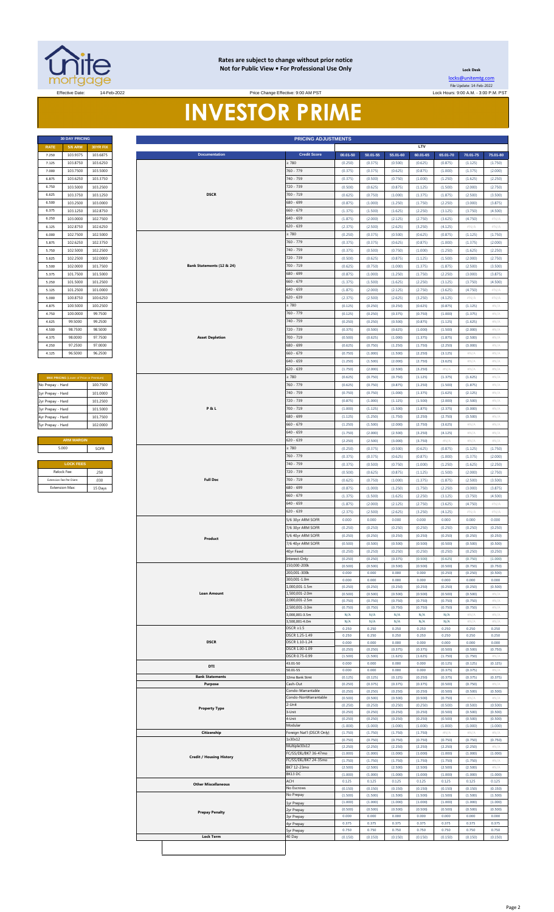**Rates are subject to change without prior notice**
**Not for Public View • For Professional Use Only**

**Lock Desk**

locks@unitemtg.com

File Update: 14-Feb-2022

Effective Date: 14-Feb-2022

Price Change Effective: 9:00 AM PST

Lock Hours: 9:00 A.M. - 3:00 P.M. PST

# INVESTOR PRIME

| 30 DAY PRICING | | |
|---|---|---|
| RATE | 5/6 ARM | 30YR FIX |
| 7.250 | 103.9375 | 103.6875 |
| 7.125 | 103.8750 | 103.6250 |
| 7.000 | 103.7500 | 103.5000 |
| 6.875 | 103.6250 | 103.3750 |
| 6.750 | 103.5000 | 103.2500 |
| 6.625 | 103.3750 | 103.1250 |
| 6.500 | 103.2500 | 103.0000 |
| 6.375 | 103.1250 | 102.8750 |
| 6.250 | 103.0000 | 102.7500 |
| 6.125 | 102.8750 | 102.6250 |
| 6.000 | 102.7500 | 102.5000 |
| 5.875 | 102.6250 | 102.3750 |
| 5.750 | 102.5000 | 102.2500 |
| 5.625 | 102.2500 | 102.0000 |
| 5.500 | 102.0000 | 101.7500 |
| 5.375 | 101.7500 | 101.5000 |
| 5.250 | 101.5000 | 101.2500 |
| 5.125 | 101.2500 | 101.0000 |
| 5.000 | 100.8750 | 100.6250 |
| 4.875 | 100.5000 | 100.2500 |
| 4.750 | 100.0000 | 99.7500 |
| 4.625 | 99.5000 | 99.2500 |
| 4.500 | 98.7500 | 98.5000 |
| 4.375 | 98.0000 | 97.7500 |
| 4.250 | 97.2500 | 97.0000 |
| 4.125 | 96.5000 | 96.2500 |

| MAX PRICING (Lower of Price or Premium) | |
|---|---|
| No Prepay - Hard | 100.7500 |
| 1yr Prepay - Hard | 101.0000 |
| 2yr Prepay - Hard | 101.2500 |
| 3yr Prepay - Hard | 101.5000 |
| 4yr Prepay - Hard | 101.7500 |
| 5yr Prepay - Hard | 102.0000 |

| ARM MARGIN | |
|---|---|
| 5.000 | SOFR |

| LOCK FEES | |
|---|---|
| Relock Fee: | .250 |
| Extension Fee Per Diem: | .030 |
| Extension Max: | 15 Days |

| PRICING ADJUSTMENTS | | | | | | | | |
|---|---|---|---|---|---|---|---|---|
| | | LTV | | | | | | |
| Documentation | Credit Score | 00.01-50 | 50.01-55 | 55.01-60 | 60.01-65 | 65.01-70 | 70.01-75 | 75.01-80 |
| DSCR | ≥ 780 | (0.250) | (0.375) | (0.500) | (0.625) | (0.875) | (1.125) | (1.750) |
| | 760 - 779 | (0.375) | (0.375) | (0.625) | (0.875) | (1.000) | (1.375) | (2.000) |
| | 740 - 759 | (0.375) | (0.500) | (0.750) | (1.000) | (1.250) | (1.625) | (2.250) |
| | 720 - 739 | (0.500) | (0.625) | (0.875) | (1.125) | (1.500) | (2.000) | (2.750) |
| | 700 - 719 | (0.625) | (0.750) | (1.000) | (1.375) | (1.875) | (2.500) | (3.500) |
| | 680 - 699 | (0.875) | (1.000) | (1.250) | (1.750) | (2.250) | (3.000) | (3.875) |
| | 660 - 679 | (1.375) | (1.500) | (1.625) | (2.250) | (3.125) | (3.750) | (4.500) |
| | 640 - 659 | (1.875) | (2.000) | (2.125) | (2.750) | (3.625) | (4.750) | #N/A |
| | 620 - 639 | (2.375) | (2.500) | (2.625) | (3.250) | (4.125) | #N/A | #N/A |
| Bank Statements (12 & 24) | ≥ 780 | (0.250) | (0.375) | (0.500) | (0.625) | (0.875) | (1.125) | (1.750) |
| | 760 - 779 | (0.375) | (0.375) | (0.625) | (0.875) | (1.000) | (1.375) | (2.000) |
| | 740 - 759 | (0.375) | (0.500) | (0.750) | (1.000) | (1.250) | (1.625) | (2.250) |
| | 720 - 739 | (0.500) | (0.625) | (0.875) | (1.125) | (1.500) | (2.000) | (2.750) |
| | 700 - 719 | (0.625) | (0.750) | (1.000) | (1.375) | (1.875) | (2.500) | (3.500) |
| | 680 - 699 | (0.875) | (1.000) | (1.250) | (1.750) | (2.250) | (3.000) | (3.875) |
| | 660 - 679 | (1.375) | (1.500) | (1.625) | (2.250) | (3.125) | (3.750) | (4.500) |
| | 640 - 659 | (1.875) | (2.000) | (2.125) | (2.750) | (3.625) | (4.750) | #N/A |
| | 620 - 639 | (2.375) | (2.500) | (2.625) | (3.250) | (4.125) | #N/A | #N/A |
| Asset Depletion | ≥ 780 | (0.125) | (0.250) | (0.250) | (0.625) | (0.875) | (1.125) | #N/A |
| | 760 - 779 | (0.125) | (0.250) | (0.375) | (0.750) | (1.000) | (1.375) | #N/A |
| | 740 - 759 | (0.250) | (0.250) | (0.500) | (0.875) | (1.125) | (1.625) | #N/A |
| | 720 - 739 | (0.375) | (0.500) | (0.625) | (1.000) | (1.500) | (2.000) | #N/A |
| | 700 - 719 | (0.500) | (0.625) | (1.000) | (1.375) | (1.875) | (2.500) | #N/A |
| | 680 - 699 | (0.625) | (0.750) | (1.250) | (1.750) | (2.250) | (3.000) | #N/A |
| | 660 - 679 | (0.750) | (1.000) | (1.500) | (2.250) | (3.125) | #N/A | #N/A |
| | 640 - 659 | (1.250) | (1.500) | (2.000) | (2.750) | (3.625) | #N/A | #N/A |
| | 620 - 639 | (1.750) | (2.000) | (2.500) | (3.250) | #N/A | #N/A | #N/A |
| P & L | ≥ 780 | (0.625) | (0.750) | (0.750) | (1.125) | (1.375) | (1.625) | #N/A |
| | 760 - 779 | (0.625) | (0.750) | (0.875) | (1.250) | (1.500) | (1.875) | #N/A |
| | 740 - 759 | (0.750) | (0.750) | (1.000) | (1.375) | (1.625) | (2.125) | #N/A |
| | 720 - 739 | (0.875) | (1.000) | (1.125) | (1.500) | (2.000) | (2.500) | #N/A |
| | 700 - 719 | (1.000) | (1.125) | (1.500) | (1.875) | (2.375) | (3.000) | #N/A |
| | 680 - 699 | (1.125) | (1.250) | (1.750) | (2.250) | (2.750) | (3.500) | #N/A |
| | 660 - 679 | (1.250) | (1.500) | (2.000) | (2.750) | (3.625) | #N/A | #N/A |
| | 640 - 659 | (1.750) | (2.000) | (2.500) | (3.250) | (4.125) | #N/A | #N/A |
| | 620 - 639 | (2.250) | (2.500) | (3.000) | (3.750) | #N/A | #N/A | #N/A |
| Full Doc | ≥ 780 | (0.250) | (0.375) | (0.500) | (0.625) | (0.875) | (1.125) | (1.750) |
| | 760 - 779 | (0.375) | (0.375) | (0.625) | (0.875) | (1.000) | (1.375) | (2.000) |
| | 740 - 759 | (0.375) | (0.500) | (0.750) | (1.000) | (1.250) | (1.625) | (2.250) |
| | 720 - 739 | (0.500) | (0.625) | (0.875) | (1.125) | (1.500) | (2.000) | (2.750) |
| | 700 - 719 | (0.625) | (0.750) | (1.000) | (1.375) | (1.875) | (2.500) | (3.500) |
| | 680 - 699 | (0.875) | (1.000) | (1.250) | (1.750) | (2.250) | (3.000) | (3.875) |
| | 660 - 679 | (1.375) | (1.500) | (1.625) | (2.250) | (3.125) | (3.750) | (4.500) |
| | 640 - 659 | (1.875) | (2.000) | (2.125) | (2.750) | (3.625) | (4.750) | #N/A |
| | 620 - 639 | (2.375) | (2.500) | (2.625) | (3.250) | (4.125) | #N/A | #N/A |
| Product | 5/6 30yr ARM SOFR | 0.000 | 0.000 | 0.000 | 0.000 | 0.000 | 0.000 | 0.000 |
| | 7/6 30yr ARM SOFR | (0.250) | (0.250) | (0.250) | (0.250) | (0.250) | (0.250) | (0.250) |
| | 5/6 40yr ARM SOFR | (0.250) | (0.250) | (0.250) | (0.250) | (0.250) | (0.250) | (0.250) |
| | 7/6 40yr ARM SOFR | (0.500) | (0.500) | (0.500) | (0.500) | (0.500) | (0.500) | (0.500) |
| | 40yr Fixed | (0.250) | (0.250) | (0.250) | (0.250) | (0.250) | (0.250) | (0.250) |
| | Interest-Only | (0.250) | (0.250) | (0.375) | (0.500) | (0.625) | (0.750) | (1.000) |
| Loan Amount | 150,000-200k | (0.500) | (0.500) | (0.500) | (0.500) | (0.500) | (0.750) | (0.750) |
| | 200,001-300k | 0.000 | 0.000 | 0.000 | 0.000 | (0.250) | (0.250) | (0.500) |
| | 300,001-1.0m | 0.000 | 0.000 | 0.000 | 0.000 | 0.000 | 0.000 | 0.000 |
| | 1,000,001-1.5m | (0.250) | (0.250) | (0.250) | (0.250) | (0.250) | (0.250) | (0.500) |
| | 1,500,001-2.0m | (0.500) | (0.500) | (0.500) | (0.500) | (0.500) | (0.500) | #N/A |
| | 2,000,001-2.5m | (0.750) | (0.750) | (0.750) | (0.750) | (0.750) | (0.750) | #N/A |
| | 2,500,001-3.0m | (0.750) | (0.750) | (0.750) | (0.750) | (0.750) | (0.750) | #N/A |
| | 3,000,001-3.5m | N/A | N/A | N/A | N/A | N/A | #N/A | #N/A |
| | 3,500,001-4.0m | N/A | N/A | N/A | N/A | N/A | #N/A | #N/A |
| DSCR | DSCR ≥1.5 | 0.250 | 0.250 | 0.250 | 0.250 | 0.250 | 0.250 | 0.250 |
| | DSCR 1.25-1.49 | 0.250 | 0.250 | 0.250 | 0.250 | 0.250 | 0.250 | 0.250 |
| | DSCR 1.10-1.24 | 0.000 | 0.000 | 0.000 | 0.000 | 0.000 | 0.000 | 0.000 |
| | DSCR 1.00-1.09 | (0.250) | (0.250) | (0.375) | (0.375) | (0.500) | (0.500) | (0.750) |
| | DSCR 0.75-0.99 | (1.500) | (1.500) | (1.625) | (1.625) | (1.750) | (1.750) | #N/A |
| DTI | 43.01-50 | 0.000 | 0.000 | 0.000 | 0.000 | (0.125) | (0.125) | (0.125) |
| | 50.01-55 | 0.000 | 0.000 | 0.000 | 0.000 | (0.375) | (0.375) | #N/A |
| Bank Statements | 12mo Bank Stmt | (0.125) | (0.125) | (0.125) | (0.250) | (0.375) | (0.375) | (0.375) |
| Purpose | Cash-Out | (0.250) | (0.375) | (0.375) | (0.375) | (0.500) | (0.750) | #N/A |
| Property Type | Condo-Warrantable | (0.250) | (0.250) | (0.250) | (0.250) | (0.500) | (0.500) | (0.500) |
| | Condo-NonWarrantable | (0.500) | (0.500) | (0.500) | (0.500) | (0.750) | #N/A | #N/A |
| | 2-Unit | (0.250) | (0.250) | (0.250) | (0.250) | (0.500) | (0.500) | (0.500) |
| | 3-Unit | (0.250) | (0.250) | (0.250) | (0.250) | (0.500) | (0.500) | (0.500) |
| | 4-Unit | (0.250) | (0.250) | (0.250) | (0.250) | (0.500) | (0.500) | (0.500) |
| | Modular | (1.000) | (1.000) | (1.000) | (1.000) | (1.000) | (1.000) | (1.000) |
| Citizenship | Foreign Nat'l (DSCR Only) | (1.750) | (1.750) | (1.750) | (1.750) | #N/A | #N/A | #N/A |
| Credit / Housing History | 1x30x12 | (0.750) | (0.750) | (0.750) | (0.750) | (0.750) | (0.750) | (0.750) |
| | Multiple30x12 | (2.250) | (2.250) | (2.250) | (2.250) | (2.250) | (2.250) | #N/A |
| | FC/SS/DIL/BK7 36-47mo | (1.000) | (1.000) | (1.000) | (1.000) | (1.000) | (1.000) | (1.000) |
| | FC/SS/DIL/BK7 24-35mo | (1.750) | (1.750) | (1.750) | (1.750) | (1.750) | (1.750) | #N/A |
| | BK7 12-23mo | (2.500) | (2.500) | (2.500) | (2.500) | (2.500) | (2.500) | #N/A |
| | BK13 DC | (1.000) | (1.000) | (1.000) | (1.000) | (1.000) | (1.000) | (1.000) |
| Other Miscellaneous | ACH | 0.125 | 0.125 | 0.125 | 0.125 | 0.125 | 0.125 | 0.125 |
| | No Escrows | (0.150) | (0.150) | (0.150) | (0.150) | (0.150) | (0.150) | (0.150) |
| Prepay Penalty | No Prepay | (1.500) | (1.500) | (1.500) | (1.500) | (1.500) | (1.500) | (1.500) |
| | 1yr Prepay | (1.000) | (1.000) | (1.000) | (1.000) | (1.000) | (1.000) | (1.000) |
| | 2yr Prepay | (0.500) | (0.500) | (0.500) | (0.500) | (0.500) | (0.500) | (0.500) |
| | 3yr Prepay | 0.000 | 0.000 | 0.000 | 0.000 | 0.000 | 0.000 | 0.000 |
| | 4yr Prepay | 0.375 | 0.375 | 0.375 | 0.375 | 0.375 | 0.375 | 0.375 |
| | 5yr Prepay | 0.750 | 0.750 | 0.750 | 0.750 | 0.750 | 0.750 | 0.750 |
| Lock Term | 40 Day | (0.150) | (0.150) | (0.150) | (0.150) | (0.150) | (0.150) | (0.150) |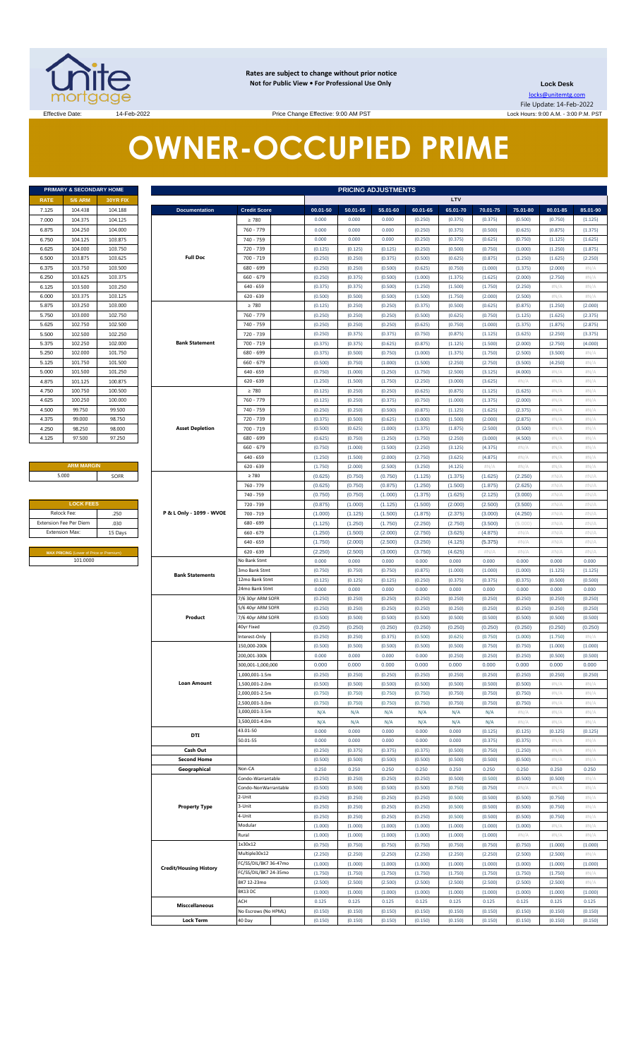Rates are subject to change without prior notice
Not for Public View • For Professional Use Only

**Lock Desk**
locks@unitemtg.com
File Update: 14-Feb-2022
Lock Hours: 9:00 A.M. - 3:00 P.M. PST

Effective Date: 14-Feb-2022

Price Change Effective: 9:00 AM PST

# OWNER-OCCUPIED PRIME

| PRIMARY & SECONDARY HOME | | |
|---|---|---|
| RATE | 5/6 ARM | 30YR FIX |
| 7.125 | 104.438 | 104.188 |
| 7.000 | 104.375 | 104.125 |
| 6.875 | 104.250 | 104.000 |
| 6.750 | 104.125 | 103.875 |
| 6.625 | 104.000 | 103.750 |
| 6.500 | 103.875 | 103.625 |
| 6.375 | 103.750 | 103.500 |
| 6.250 | 103.625 | 103.375 |
| 6.125 | 103.500 | 103.250 |
| 6.000 | 103.375 | 103.125 |
| 5.875 | 103.250 | 103.000 |
| 5.750 | 103.000 | 102.750 |
| 5.625 | 102.750 | 102.500 |
| 5.500 | 102.500 | 102.250 |
| 5.375 | 102.250 | 102.000 |
| 5.250 | 102.000 | 101.750 |
| 5.125 | 101.750 | 101.500 |
| 5.000 | 101.500 | 101.250 |
| 4.875 | 101.125 | 100.875 |
| 4.750 | 100.750 | 100.500 |
| 4.625 | 100.250 | 100.000 |
| 4.500 | 99.750 | 99.500 |
| 4.375 | 99.000 | 98.750 |
| 4.250 | 98.250 | 98.000 |
| 4.125 | 97.500 | 97.250 |

| ARM MARGIN | |
|---|---|
| 5.000 | SOFR |

| LOCK FEES | |
|---|---|
| Relock Fee: | .250 |
| Extension Fee Per Diem | .030 |
| Extension Max: | 15 Days |

| MAX PRICING (Lower of Price or Premium) |
|---|
| 101.0000 |

| PRICING ADJUSTMENTS | | | | | | | | | | |
|---|---|---|---|---|---|---|---|---|---|---|
| | | LTV | | | | | | | | |
| Documentation | Credit Score | 00.01-50 | 50.01-55 | 55.01-60 | 60.01-65 | 65.01-70 | 70.01-75 | 75.01-80 | 80.01-85 | 85.01-90 |
| Full Doc | ≥ 780 | 0.000 | 0.000 | 0.000 | (0.250) | (0.375) | (0.375) | (0.500) | (0.750) | (1.125) |
| | 760 - 779 | 0.000 | 0.000 | 0.000 | (0.250) | (0.375) | (0.500) | (0.625) | (0.875) | (1.375) |
| | 740 - 759 | 0.000 | 0.000 | 0.000 | (0.250) | (0.375) | (0.625) | (0.750) | (1.125) | (1.625) |
| | 720 - 739 | (0.125) | (0.125) | (0.125) | (0.250) | (0.500) | (0.750) | (1.000) | (1.250) | (1.875) |
| | 700 - 719 | (0.250) | (0.250) | (0.375) | (0.500) | (0.625) | (0.875) | (1.250) | (1.625) | (2.250) |
| | 680 - 699 | (0.250) | (0.250) | (0.500) | (0.625) | (0.750) | (1.000) | (1.375) | (2.000) | #N/A |
| | 660 - 679 | (0.250) | (0.375) | (0.500) | (1.000) | (1.375) | (1.625) | (2.000) | (2.750) | #N/A |
| | 640 - 659 | (0.375) | (0.375) | (0.500) | (1.250) | (1.500) | (1.750) | (2.250) | #N/A | #N/A |
| | 620 - 639 | (0.500) | (0.500) | (0.500) | (1.500) | (1.750) | (2.000) | (2.500) | #N/A | #N/A |
| Bank Statement | ≥ 780 | (0.125) | (0.250) | (0.250) | (0.375) | (0.500) | (0.625) | (0.875) | (1.250) | (2.000) |
| | 760 - 779 | (0.250) | (0.250) | (0.250) | (0.500) | (0.625) | (0.750) | (1.125) | (1.625) | (2.375) |
| | 740 - 759 | (0.250) | (0.250) | (0.250) | (0.625) | (0.750) | (1.000) | (1.375) | (1.875) | (2.875) |
| | 720 - 739 | (0.250) | (0.375) | (0.375) | (0.750) | (0.875) | (1.125) | (1.625) | (2.250) | (3.375) |
| | 700 - 719 | (0.375) | (0.375) | (0.625) | (0.875) | (1.125) | (1.500) | (2.000) | (2.750) | (4.000) |
| | 680 - 699 | (0.375) | (0.500) | (0.750) | (1.000) | (1.375) | (1.750) | (2.500) | (3.500) | #N/A |
| | 660 - 679 | (0.500) | (0.750) | (1.000) | (1.500) | (2.250) | (2.750) | (3.500) | (4.250) | #N/A |
| | 640 - 659 | (0.750) | (1.000) | (1.250) | (1.750) | (2.500) | (3.125) | (4.000) | #N/A | #N/A |
| | 620 - 639 | (1.250) | (1.500) | (1.750) | (2.250) | (3.000) | (3.625) | #N/A | #N/A | #N/A |
| Asset Depletion | ≥ 780 | (0.125) | (0.250) | (0.250) | (0.625) | (0.875) | (1.125) | (1.625) | #N/A | #N/A |
| | 760 - 779 | (0.125) | (0.250) | (0.375) | (0.750) | (1.000) | (1.375) | (2.000) | #N/A | #N/A |
| | 740 - 759 | (0.250) | (0.250) | (0.500) | (0.875) | (1.125) | (1.625) | (2.375) | #N/A | #N/A |
| | 720 - 739 | (0.375) | (0.500) | (0.625) | (1.000) | (1.500) | (2.000) | (2.875) | #N/A | #N/A |
| | 700 - 719 | (0.500) | (0.625) | (1.000) | (1.375) | (1.875) | (2.500) | (3.500) | #N/A | #N/A |
| | 680 - 699 | (0.625) | (0.750) | (1.250) | (1.750) | (2.250) | (3.000) | (4.500) | #N/A | #N/A |
| | 660 - 679 | (0.750) | (1.000) | (1.500) | (2.250) | (3.125) | (4.375) | #N/A | #N/A | #N/A |
| | 640 - 659 | (1.250) | (1.500) | (2.000) | (2.750) | (3.625) | (4.875) | #N/A | #N/A | #N/A |
| | 620 - 639 | (1.750) | (2.000) | (2.500) | (3.250) | (4.125) | #N/A | #N/A | #N/A | #N/A |
| P & L Only - 1099 - WVOE | ≥ 780 | (0.625) | (0.750) | (0.750) | (1.125) | (1.375) | (1.625) | (2.250) | #N/A | #N/A |
| | 760 - 779 | (0.625) | (0.750) | (0.875) | (1.250) | (1.500) | (1.875) | (2.625) | #N/A | #N/A |
| | 740 - 759 | (0.750) | (0.750) | (1.000) | (1.375) | (1.625) | (2.125) | (3.000) | #N/A | #N/A |
| | 720 - 739 | (0.875) | (1.000) | (1.125) | (1.500) | (2.000) | (2.500) | (3.500) | #N/A | #N/A |
| | 700 - 719 | (1.000) | (1.125) | (1.500) | (1.875) | (2.375) | (3.000) | (4.250) | #N/A | #N/A |
| | 680 - 699 | (1.125) | (1.250) | (1.750) | (2.250) | (2.750) | (3.500) | (5.000) | #N/A | #N/A |
| | 660 - 679 | (1.250) | (1.500) | (2.000) | (2.750) | (3.625) | (4.875) | #N/A | #N/A | #N/A |
| | 640 - 659 | (1.750) | (2.000) | (2.500) | (3.250) | (4.125) | (5.375) | #N/A | #N/A | #N/A |
| | 620 - 639 | (2.250) | (2.500) | (3.000) | (3.750) | (4.625) | #N/A | #N/A | #N/A | #N/A |
| Bank Statements | No Bank Stmt | 0.000 | 0.000 | 0.000 | 0.000 | 0.000 | 0.000 | 0.000 | 0.000 | 0.000 |
| | 3mo Bank Stmt | (0.750) | (0.750) | (0.750) | (0.875) | (1.000) | (1.000) | (1.000) | (1.125) | (1.125) |
| | 12mo Bank Stmt | (0.125) | (0.125) | (0.125) | (0.250) | (0.375) | (0.375) | (0.375) | (0.500) | (0.500) |
| | 24mo Bank Stmt | 0.000 | 0.000 | 0.000 | 0.000 | 0.000 | 0.000 | 0.000 | 0.000 | 0.000 |
| Product | 7/6 30yr ARM SOFR | (0.250) | (0.250) | (0.250) | (0.250) | (0.250) | (0.250) | (0.250) | (0.250) | (0.250) |
| | 5/6 40yr ARM SOFR | (0.250) | (0.250) | (0.250) | (0.250) | (0.250) | (0.250) | (0.250) | (0.250) | (0.250) |
| | 7/6 40yr ARM SOFR | (0.500) | (0.500) | (0.500) | (0.500) | (0.500) | (0.500) | (0.500) | (0.500) | (0.500) |
| | 40yr Fixed | (0.250) | (0.250) | (0.250) | (0.250) | (0.250) | (0.250) | (0.250) | (0.250) | (0.250) |
| | Interest-Only | (0.250) | (0.250) | (0.375) | (0.500) | (0.625) | (0.750) | (1.000) | (1.750) | #N/A |
| Loan Amount | 150,000-200k | (0.500) | (0.500) | (0.500) | (0.500) | (0.500) | (0.750) | (0.750) | (1.000) | (1.000) |
| | 200,001-300k | 0.000 | 0.000 | 0.000 | 0.000 | (0.250) | (0.250) | (0.250) | (0.500) | (0.500) |
| | 300,001-1,000,000 | 0.000 | 0.000 | 0.000 | 0.000 | 0.000 | 0.000 | 0.000 | 0.000 | 0.000 |
| | 1,000,001-1.5m | (0.250) | (0.250) | (0.250) | (0.250) | (0.250) | (0.250) | (0.250) | (0.250) | (0.250) |
| | 1,500,001-2.0m | (0.500) | (0.500) | (0.500) | (0.500) | (0.500) | (0.500) | (0.500) | #N/A | #N/A |
| | 2,000,001-2.5m | (0.750) | (0.750) | (0.750) | (0.750) | (0.750) | (0.750) | (0.750) | #N/A | #N/A |
| | 2,500,001-3.0m | (0.750) | (0.750) | (0.750) | (0.750) | (0.750) | (0.750) | (0.750) | #N/A | #N/A |
| | 3,000,001-3.5m | N/A | N/A | N/A | N/A | N/A | N/A | #N/A | #N/A | #N/A |
| | 3,500,001-4.0m | N/A | N/A | N/A | N/A | N/A | N/A | #N/A | #N/A | #N/A |
| DTI | 43.01-50 | 0.000 | 0.000 | 0.000 | 0.000 | 0.000 | (0.125) | (0.125) | (0.125) | (0.125) |
| | 50.01-55 | 0.000 | 0.000 | 0.000 | 0.000 | 0.000 | (0.375) | (0.375) | #N/A | #N/A |
| Cash Out | | (0.250) | (0.375) | (0.375) | (0.375) | (0.500) | (0.750) | (1.250) | #N/A | #N/A |
| Second Home | | (0.500) | (0.500) | (0.500) | (0.500) | (0.500) | (0.500) | (0.500) | #N/A | #N/A |
| Geographical | Non-CA | 0.250 | 0.250 | 0.250 | 0.250 | 0.250 | 0.250 | 0.250 | 0.250 | 0.250 |
| Property Type | Condo-Warrantable | (0.250) | (0.250) | (0.250) | (0.250) | (0.500) | (0.500) | (0.500) | (0.500) | #N/A |
| | Condo-NonWarrantable | (0.500) | (0.500) | (0.500) | (0.500) | (0.750) | (0.750) | #N/A | #N/A | #N/A |
| | 2-Unit | (0.250) | (0.250) | (0.250) | (0.250) | (0.500) | (0.500) | (0.500) | (0.750) | #N/A |
| | 3-Unit | (0.250) | (0.250) | (0.250) | (0.250) | (0.500) | (0.500) | (0.500) | (0.750) | #N/A |
| | 4-Unit | (0.250) | (0.250) | (0.250) | (0.250) | (0.500) | (0.500) | (0.500) | (0.750) | #N/A |
| | Modular | (1.000) | (1.000) | (1.000) | (1.000) | (1.000) | (1.000) | (1.000) | #N/A | #N/A |
| | Rural | (1.000) | (1.000) | (1.000) | (1.000) | (1.000) | (1.000) | #N/A | #N/A | #N/A |
| Credit/Housing History | 1x30x12 | (0.750) | (0.750) | (0.750) | (0.750) | (0.750) | (0.750) | (0.750) | (1.000) | (1.000) |
| | Multiple30x12 | (2.250) | (2.250) | (2.250) | (2.250) | (2.250) | (2.250) | (2.500) | (2.500) | #N/A |
| | FC/SS/DIL/BK7 36-47mo | (1.000) | (1.000) | (1.000) | (1.000) | (1.000) | (1.000) | (1.000) | (1.000) | (1.000) |
| | FC/SS/DIL/BK7 24-35mo | (1.750) | (1.750) | (1.750) | (1.750) | (1.750) | (1.750) | (1.750) | (1.750) | #N/A |
| | BK7 12-23mo | (2.500) | (2.500) | (2.500) | (2.500) | (2.500) | (2.500) | (2.500) | (2.500) | #N/A |
| | BK13 DC | (1.000) | (1.000) | (1.000) | (1.000) | (1.000) | (1.000) | (1.000) | (1.000) | (1.000) |
| Misccellaneous | ACH | 0.125 | 0.125 | 0.125 | 0.125 | 0.125 | 0.125 | 0.125 | 0.125 | 0.125 |
| | No Escrows (No HPML) | (0.150) | (0.150) | (0.150) | (0.150) | (0.150) | (0.150) | (0.150) | (0.150) | (0.150) |
| Lock Term | 40 Day | (0.150) | (0.150) | (0.150) | (0.150) | (0.150) | (0.150) | (0.150) | (0.150) | (0.150) |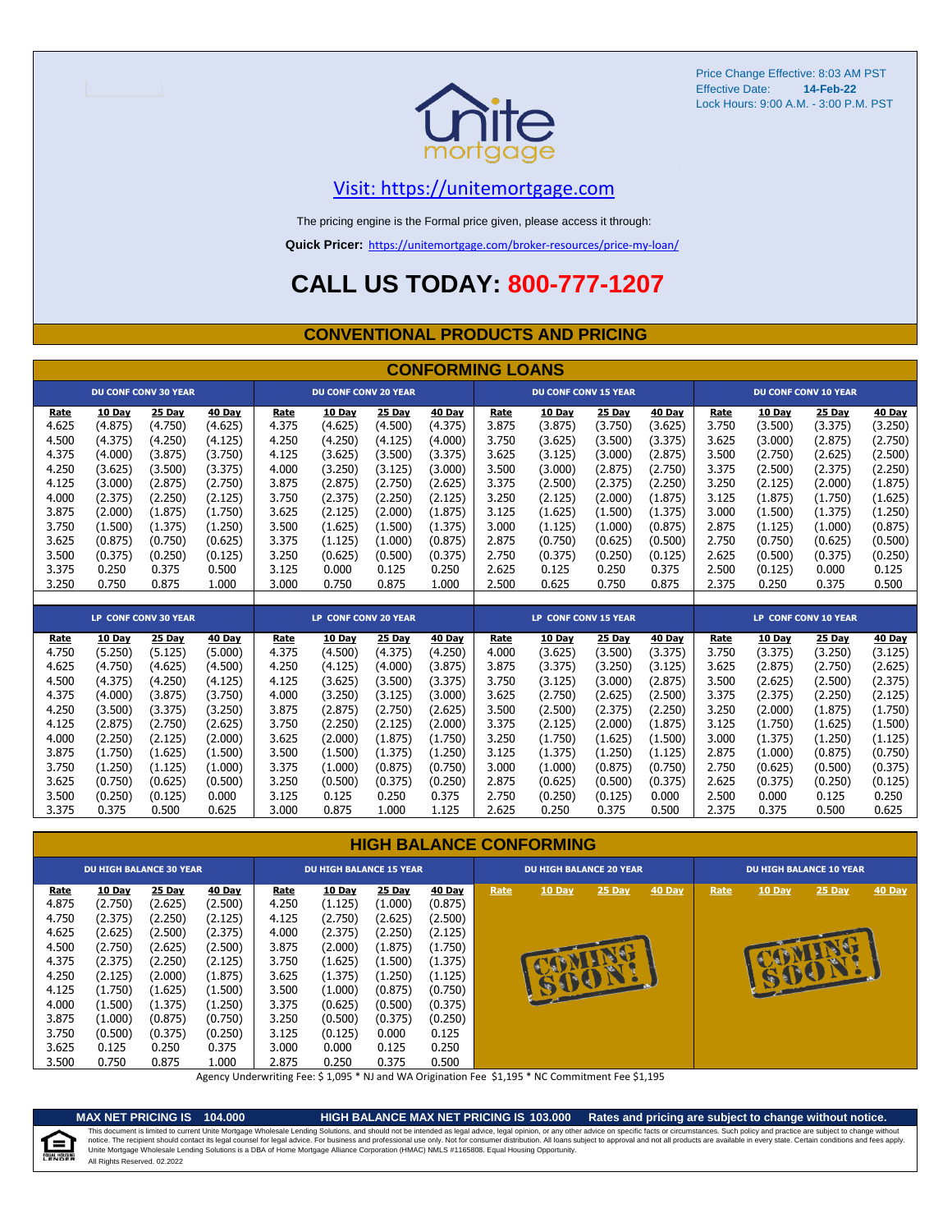Price Change Effective: 8:03 AM PST
Effective Date: **14-Feb-22**
Lock Hours: 9:00 A.M. - 3:00 P.M. PST

Visit: https://unitemortgage.com

The pricing engine is the Formal price given, please access it through:

**Quick Pricer:** https://unitemortgage.com/broker-resources/price-my-loan/

# CALL US TODAY: 800-777-1207

## CONVENTIONAL PRODUCTS AND PRICING

### CONFORMING LOANS

| DU CONF CONV 30 YEAR | | | | DU CONF CONV 20 YEAR | | | | DU CONF CONV 15 YEAR | | | | DU CONF CONV 10 YEAR | | | |
|---|---|---|---|---|---|---|---|---|---|---|---|---|---|---|---|
| Rate | 10 Day | 25 Day | 40 Day | Rate | 10 Day | 25 Day | 40 Day | Rate | 10 Day | 25 Day | 40 Day | Rate | 10 Day | 25 Day | 40 Day |
| 4.625 | (4.875) | (4.750) | (4.625) | 4.375 | (4.625) | (4.500) | (4.375) | 3.875 | (3.875) | (3.750) | (3.625) | 3.750 | (3.500) | (3.375) | (3.250) |
| 4.500 | (4.375) | (4.250) | (4.125) | 4.250 | (4.250) | (4.125) | (4.000) | 3.750 | (3.625) | (3.500) | (3.375) | 3.625 | (3.000) | (2.875) | (2.750) |
| 4.375 | (4.000) | (3.875) | (3.750) | 4.125 | (3.625) | (3.500) | (3.375) | 3.625 | (3.125) | (3.000) | (2.875) | 3.500 | (2.750) | (2.625) | (2.500) |
| 4.250 | (3.625) | (3.500) | (3.375) | 4.000 | (3.250) | (3.125) | (3.000) | 3.500 | (3.000) | (2.875) | (2.750) | 3.375 | (2.500) | (2.375) | (2.250) |
| 4.125 | (3.000) | (2.875) | (2.750) | 3.875 | (2.875) | (2.750) | (2.625) | 3.375 | (2.500) | (2.375) | (2.250) | 3.250 | (2.125) | (2.000) | (1.875) |
| 4.000 | (2.375) | (2.250) | (2.125) | 3.750 | (2.375) | (2.250) | (2.125) | 3.250 | (2.125) | (2.000) | (1.875) | 3.125 | (1.875) | (1.750) | (1.625) |
| 3.875 | (2.000) | (1.875) | (1.750) | 3.625 | (2.125) | (2.000) | (1.875) | 3.125 | (1.625) | (1.500) | (1.375) | 3.000 | (1.500) | (1.375) | (1.250) |
| 3.750 | (1.500) | (1.375) | (1.250) | 3.500 | (1.625) | (1.500) | (1.375) | 3.000 | (1.125) | (1.000) | (0.875) | 2.875 | (1.125) | (1.000) | (0.875) |
| 3.625 | (0.875) | (0.750) | (0.625) | 3.375 | (1.125) | (1.000) | (0.875) | 2.875 | (0.750) | (0.625) | (0.500) | 2.750 | (0.750) | (0.625) | (0.500) |
| 3.500 | (0.375) | (0.250) | (0.125) | 3.250 | (0.625) | (0.500) | (0.375) | 2.750 | (0.375) | (0.250) | (0.125) | 2.625 | (0.500) | (0.375) | (0.250) |
| 3.375 | 0.250 | 0.375 | 0.500 | 3.125 | 0.000 | 0.125 | 0.250 | 2.625 | 0.125 | 0.250 | 0.375 | 2.500 | (0.125) | 0.000 | 0.125 |
| 3.250 | 0.750 | 0.875 | 1.000 | 3.000 | 0.750 | 0.875 | 1.000 | 2.500 | 0.625 | 0.750 | 0.875 | 2.375 | 0.250 | 0.375 | 0.500 |

| LP CONF CONV 30 YEAR | | | | LP CONF CONV 20 YEAR | | | | LP CONF CONV 15 YEAR | | | | LP CONF CONV 10 YEAR | | | |
|---|---|---|---|---|---|---|---|---|---|---|---|---|---|---|---|
| Rate | 10 Day | 25 Day | 40 Day | Rate | 10 Day | 25 Day | 40 Day | Rate | 10 Day | 25 Day | 40 Day | Rate | 10 Day | 25 Day | 40 Day |
| 4.750 | (5.250) | (5.125) | (5.000) | 4.375 | (4.500) | (4.375) | (4.250) | 4.000 | (3.625) | (3.500) | (3.375) | 3.750 | (3.375) | (3.250) | (3.125) |
| 4.625 | (4.750) | (4.625) | (4.500) | 4.250 | (4.125) | (4.000) | (3.875) | 3.875 | (3.375) | (3.250) | (3.125) | 3.625 | (2.875) | (2.750) | (2.625) |
| 4.500 | (4.375) | (4.250) | (4.125) | 4.125 | (3.625) | (3.500) | (3.375) | 3.750 | (3.125) | (3.000) | (2.875) | 3.500 | (2.625) | (2.500) | (2.375) |
| 4.375 | (4.000) | (3.875) | (3.750) | 4.000 | (3.250) | (3.125) | (3.000) | 3.625 | (2.750) | (2.625) | (2.500) | 3.375 | (2.375) | (2.250) | (2.125) |
| 4.250 | (3.500) | (3.375) | (3.250) | 3.875 | (2.875) | (2.750) | (2.625) | 3.500 | (2.500) | (2.375) | (2.250) | 3.250 | (2.000) | (1.875) | (1.750) |
| 4.125 | (2.875) | (2.750) | (2.625) | 3.750 | (2.250) | (2.125) | (2.000) | 3.375 | (2.125) | (2.000) | (1.875) | 3.125 | (1.750) | (1.625) | (1.500) |
| 4.000 | (2.250) | (2.125) | (2.000) | 3.625 | (2.000) | (1.875) | (1.750) | 3.250 | (1.750) | (1.625) | (1.500) | 3.000 | (1.375) | (1.250) | (1.125) |
| 3.875 | (1.750) | (1.625) | (1.500) | 3.500 | (1.500) | (1.375) | (1.250) | 3.125 | (1.375) | (1.250) | (1.125) | 2.875 | (1.000) | (0.875) | (0.750) |
| 3.750 | (1.250) | (1.125) | (1.000) | 3.375 | (1.000) | (0.875) | (0.750) | 3.000 | (1.000) | (0.875) | (0.750) | 2.750 | (0.625) | (0.500) | (0.375) |
| 3.625 | (0.750) | (0.625) | (0.500) | 3.250 | (0.500) | (0.375) | (0.250) | 2.875 | (0.625) | (0.500) | (0.375) | 2.625 | (0.375) | (0.250) | (0.125) |
| 3.500 | (0.250) | (0.125) | 0.000 | 3.125 | 0.125 | 0.250 | 0.375 | 2.750 | (0.250) | (0.125) | 0.000 | 2.500 | 0.000 | 0.125 | 0.250 |
| 3.375 | 0.375 | 0.500 | 0.625 | 3.000 | 0.875 | 1.000 | 1.125 | 2.625 | 0.250 | 0.375 | 0.500 | 2.375 | 0.375 | 0.500 | 0.625 |

### HIGH BALANCE CONFORMING

| DU HIGH BALANCE 30 YEAR | | | | DU HIGH BALANCE 15 YEAR | | | | DU HIGH BALANCE 20 YEAR | | | | DU HIGH BALANCE 10 YEAR | | | |
|---|---|---|---|---|---|---|---|---|---|---|---|---|---|---|---|
| Rate | 10 Day | 25 Day | 40 Day | Rate | 10 Day | 25 Day | 40 Day | Rate | 10 Day | 25 Day | 40 Day | Rate | 10 Day | 25 Day | 40 Day |
| 4.875 | (2.750) | (2.625) | (2.500) | 4.250 | (1.125) | (1.000) | (0.875) | COMING SOON! | | | | COMING SOON! | | | |
| 4.750 | (2.375) | (2.250) | (2.125) | 4.125 | (2.750) | (2.625) | (2.500) | | | | | | | | |
| 4.625 | (2.625) | (2.500) | (2.375) | 4.000 | (2.375) | (2.250) | (2.125) | | | | | | | | |
| 4.500 | (2.750) | (2.625) | (2.500) | 3.875 | (2.000) | (1.875) | (1.750) | | | | | | | | |
| 4.375 | (2.375) | (2.250) | (2.125) | 3.750 | (1.625) | (1.500) | (1.375) | | | | | | | | |
| 4.250 | (2.125) | (2.000) | (1.875) | 3.625 | (1.375) | (1.250) | (1.125) | | | | | | | | |
| 4.125 | (1.750) | (1.625) | (1.500) | 3.500 | (1.000) | (0.875) | (0.750) | | | | | | | | |
| 4.000 | (1.500) | (1.375) | (1.250) | 3.375 | (0.625) | (0.500) | (0.375) | | | | | | | | |
| 3.875 | (1.000) | (0.875) | (0.750) | 3.250 | (0.500) | (0.375) | (0.250) | | | | | | | | |
| 3.750 | (0.500) | (0.375) | (0.250) | 3.125 | (0.125) | 0.000 | 0.125 | | | | | | | | |
| 3.625 | 0.125 | 0.250 | 0.375 | 3.000 | 0.000 | 0.125 | 0.250 | | | | | | | | |
| 3.500 | 0.750 | 0.875 | 1.000 | 2.875 | 0.250 | 0.375 | 0.500 | | | | | | | | |

Agency Underwriting Fee: $ 1,095 * NJ and WA Origination Fee $1,195 * NC Commitment Fee $1,195

**MAX NET PRICING IS 104.000** **HIGH BALANCE MAX NET PRICING IS 103.000** **Rates and pricing are subject to change without notice.**

This document is limited to current Unite Mortgage Wholesale Lending Solutions, and should not be intended as legal advice, legal opinion, or any other advice on specific facts or circumstances. Such policy and practice are subject to change without notice. The recipient should contact its legal counsel for legal advice. For business and professional use only. Not for consumer distribution. All loans subject to approval and not all products are available in every state. Certain conditions and fees apply. Unite Mortgage Wholesale Lending Solutions is a DBA of Home Mortgage Alliance Corporation (HMAC) NMLS #1165808. Equal Housing Opportunity.

All Rights Reserved. 02.2022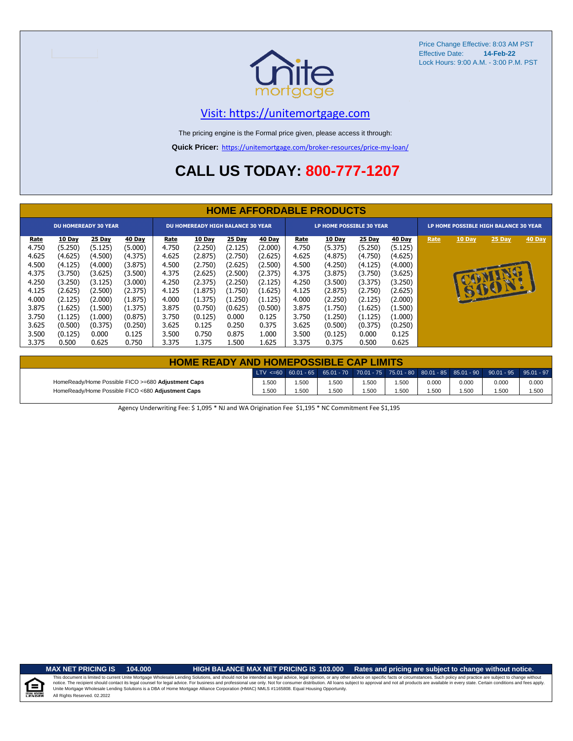Price Change Effective: 8:03 AM PST
Effective Date: **14-Feb-22**
Lock Hours: 9:00 A.M. - 3:00 P.M. PST

unite mortgage

Visit: https://unitemortgage.com

The pricing engine is the Formal price given, please access it through:

**Quick Pricer:** https://unitemortgage.com/broker-resources/price-my-loan/

# CALL US TODAY: 800-777-1207

## HOME AFFORDABLE PRODUCTS

| DU HOMEREADY 30 YEAR | | | | DU HOMEREADY HIGH BALANCE 30 YEAR | | | | LP HOME POSSIBLE 30 YEAR | | | | LP HOME POSSIBLE HIGH BALANCE 30 YEAR | | | |
|---|---|---|---|---|---|---|---|---|---|---|---|---|---|---|---|
| Rate | 10 Day | 25 Day | 40 Day | Rate | 10 Day | 25 Day | 40 Day | Rate | 10 Day | 25 Day | 40 Day | Rate | 10 Day | 25 Day | 40 Day |
| 4.750 | (5.250) | (5.125) | (5.000) | 4.750 | (2.250) | (2.125) | (2.000) | 4.750 | (5.375) | (5.250) | (5.125) | COMING SOON! | | | |
| 4.625 | (4.625) | (4.500) | (4.375) | 4.625 | (2.875) | (2.750) | (2.625) | 4.625 | (4.875) | (4.750) | (4.625) | | | | |
| 4.500 | (4.125) | (4.000) | (3.875) | 4.500 | (2.750) | (2.625) | (2.500) | 4.500 | (4.250) | (4.125) | (4.000) | | | | |
| 4.375 | (3.750) | (3.625) | (3.500) | 4.375 | (2.625) | (2.500) | (2.375) | 4.375 | (3.875) | (3.750) | (3.625) | | | | |
| 4.250 | (3.250) | (3.125) | (3.000) | 4.250 | (2.375) | (2.250) | (2.125) | 4.250 | (3.500) | (3.375) | (3.250) | | | | |
| 4.125 | (2.625) | (2.500) | (2.375) | 4.125 | (1.875) | (1.750) | (1.625) | 4.125 | (2.875) | (2.750) | (2.625) | | | | |
| 4.000 | (2.125) | (2.000) | (1.875) | 4.000 | (1.375) | (1.250) | (1.125) | 4.000 | (2.250) | (2.125) | (2.000) | | | | |
| 3.875 | (1.625) | (1.500) | (1.375) | 3.875 | (0.750) | (0.625) | (0.500) | 3.875 | (1.750) | (1.625) | (1.500) | | | | |
| 3.750 | (1.125) | (1.000) | (0.875) | 3.750 | (0.125) | 0.000 | 0.125 | 3.750 | (1.250) | (1.125) | (1.000) | | | | |
| 3.625 | (0.500) | (0.375) | (0.250) | 3.625 | 0.125 | 0.250 | 0.375 | 3.625 | (0.500) | (0.375) | (0.250) | | | | |
| 3.500 | (0.125) | 0.000 | 0.125 | 3.500 | 0.750 | 0.875 | 1.000 | 3.500 | (0.125) | 0.000 | 0.125 | | | | |
| 3.375 | 0.500 | 0.625 | 0.750 | 3.375 | 1.375 | 1.500 | 1.625 | 3.375 | 0.375 | 0.500 | 0.625 | | | | |

## HOME READY AND HOMEPOSSIBLE CAP LIMITS

| | LTV <=60 | 60.01 - 65 | 65.01 - 70 | 70.01 - 75 | 75.01 - 80 | 80.01 - 85 | 85.01 - 90 | 90.01 - 95 | 95.01 - 97 |
|---|---|---|---|---|---|---|---|---|---|
| HomeReady/Home Possible FICO >=680 **Adjustment Caps** | 1.500 | 1.500 | 1.500 | 1.500 | 1.500 | 0.000 | 0.000 | 0.000 | 0.000 |
| HomeReady/Home Possible FICO <680 **Adjustment Caps** | 1.500 | 1.500 | 1.500 | 1.500 | 1.500 | 1.500 | 1.500 | 1.500 | 1.500 |

Agency Underwriting Fee: $ 1,095 * NJ and WA Origination Fee $1,195 * NC Commitment Fee $1,195

**MAX NET PRICING IS 104.000** **HIGH BALANCE MAX NET PRICING IS 103.000** **Rates and pricing are subject to change without notice.**

This document is limited to current Unite Mortgage Wholesale Lending Solutions, and should not be intended as legal advice, legal opinion, or any other advice on specific facts or circumstances. Such policy and practice are subject to change without notice. The recipient should contact its legal counsel for legal advice. For business and professional use only. Not for consumer distribution. All loans subject to approval and not all products are available in every state. Certain conditions and fees apply. Unite Mortgage Wholesale Lending Solutions is a DBA of Home Mortgage Alliance Corporation (HMAC) NMLS #1165808. Equal Housing Opportunity.
All Rights Reserved. 02.2022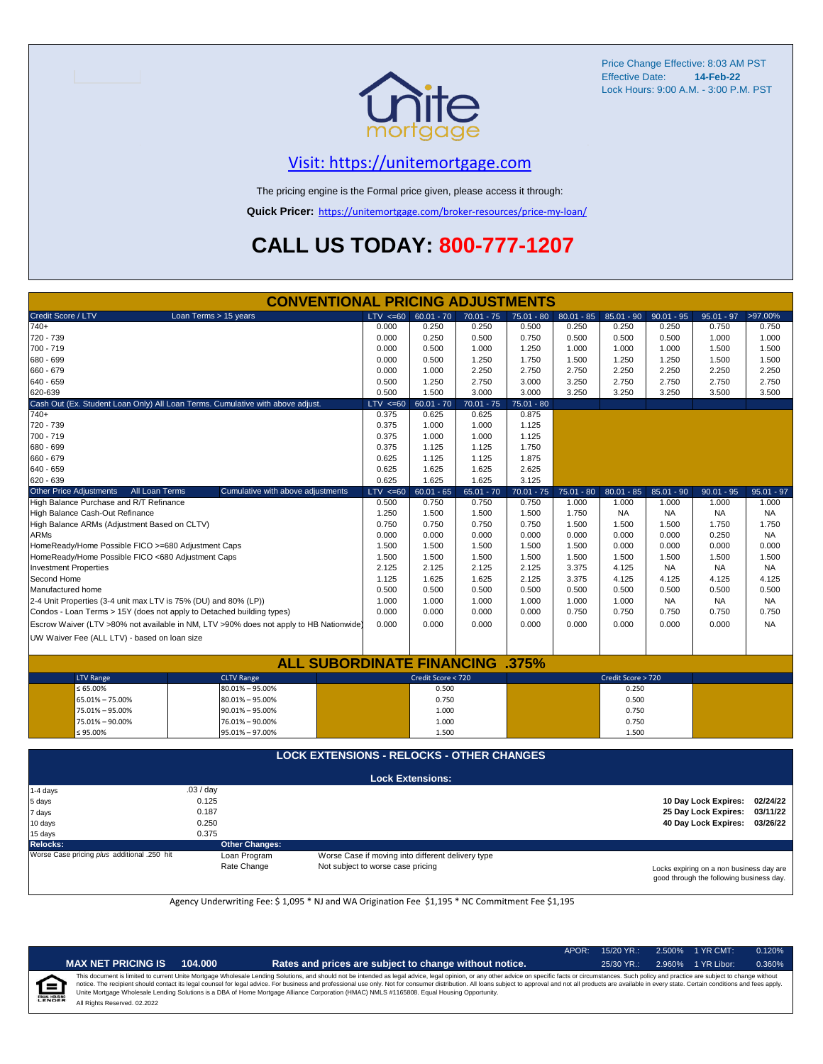Price Change Effective: 8:03 AM PST
Effective Date: **14-Feb-22**
Lock Hours: 9:00 A.M. - 3:00 P.M. PST

## Visit: https://unitemortgage.com

The pricing engine is the Formal price given, please access it through:

**Quick Pricer:** https://unitemortgage.com/broker-resources/price-my-loan/

# CALL US TODAY: 800-777-1207

## CONVENTIONAL PRICING ADJUSTMENTS

| Credit Score / LTV — Loan Terms > 15 years | LTV <=60 | 60.01 - 70 | 70.01 - 75 | 75.01 - 80 | 80.01 - 85 | 85.01 - 90 | 90.01 - 95 | 95.01 - 97 | >97.00% |
|---|---|---|---|---|---|---|---|---|---|
| 740+ | 0.000 | 0.250 | 0.250 | 0.500 | 0.250 | 0.250 | 0.250 | 0.750 | 0.750 |
| 720 - 739 | 0.000 | 0.250 | 0.500 | 0.750 | 0.500 | 0.500 | 0.500 | 1.000 | 1.000 |
| 700 - 719 | 0.000 | 0.500 | 1.000 | 1.250 | 1.000 | 1.000 | 1.000 | 1.500 | 1.500 |
| 680 - 699 | 0.000 | 0.500 | 1.250 | 1.750 | 1.500 | 1.250 | 1.250 | 1.500 | 1.500 |
| 660 - 679 | 0.000 | 1.000 | 2.250 | 2.750 | 2.750 | 2.250 | 2.250 | 2.250 | 2.250 |
| 640 - 659 | 0.500 | 1.250 | 2.750 | 3.000 | 3.250 | 2.750 | 2.750 | 2.750 | 2.750 |
| 620-639 | 0.500 | 1.500 | 3.000 | 3.000 | 3.250 | 3.250 | 3.250 | 3.500 | 3.500 |

| Cash Out (Ex. Student Loan Only) All Loan Terms. Cumulative with above adjust. | LTV <=60 | 60.01 - 70 | 70.01 - 75 | 75.01 - 80 |
|---|---|---|---|---|
| 740+ | 0.375 | 0.625 | 0.625 | 0.875 |
| 720 - 739 | 0.375 | 1.000 | 1.000 | 1.125 |
| 700 - 719 | 0.375 | 1.000 | 1.000 | 1.125 |
| 680 - 699 | 0.375 | 1.125 | 1.125 | 1.750 |
| 660 - 679 | 0.625 | 1.125 | 1.125 | 1.875 |
| 640 - 659 | 0.625 | 1.625 | 1.625 | 2.625 |
| 620 - 639 | 0.625 | 1.625 | 1.625 | 3.125 |

| Other Price Adjustments — All Loan Terms — Cumulative with above adjustments | LTV <=60 | 60.01 - 65 | 65.01 - 70 | 70.01 - 75 | 75.01 - 80 | 80.01 - 85 | 85.01 - 90 | 90.01 - 95 | 95.01 - 97 |
|---|---|---|---|---|---|---|---|---|---|
| High Balance Purchase and R/T Refinance | 0.500 | 0.750 | 0.750 | 0.750 | 1.000 | 1.000 | 1.000 | 1.000 | 1.000 |
| High Balance Cash-Out Refinance | 1.250 | 1.500 | 1.500 | 1.500 | 1.750 | NA | NA | NA | NA |
| High Balance ARMs (Adjustment Based on CLTV) | 0.750 | 0.750 | 0.750 | 0.750 | 1.500 | 1.500 | 1.500 | 1.750 | 1.750 |
| ARMs | 0.000 | 0.000 | 0.000 | 0.000 | 0.000 | 0.000 | 0.000 | 0.250 | NA |
| HomeReady/Home Possible FICO >=680 Adjustment Caps | 1.500 | 1.500 | 1.500 | 1.500 | 1.500 | 0.000 | 0.000 | 0.000 | 0.000 |
| HomeReady/Home Possible FICO <680 Adjustment Caps | 1.500 | 1.500 | 1.500 | 1.500 | 1.500 | 1.500 | 1.500 | 1.500 | 1.500 |
| Investment Properties | 2.125 | 2.125 | 2.125 | 2.125 | 3.375 | 4.125 | NA | NA | NA |
| Second Home | 1.125 | 1.625 | 1.625 | 2.125 | 3.375 | 4.125 | 4.125 | 4.125 | 4.125 |
| Manufactured home | 0.500 | 0.500 | 0.500 | 0.500 | 0.500 | 0.500 | 0.500 | 0.500 | 0.500 |
| 2-4 Unit Properties (3-4 unit max LTV is 75% (DU) and 80% (LP)) | 1.000 | 1.000 | 1.000 | 1.000 | 1.000 | 1.000 | NA | NA | NA |
| Condos - Loan Terms > 15Y (does not apply to Detached building types) | 0.000 | 0.000 | 0.000 | 0.000 | 0.750 | 0.750 | 0.750 | 0.750 | 0.750 |
| Escrow Waiver (LTV >80% not available in NM, LTV >90% does not apply to HB Nationwide) | 0.000 | 0.000 | 0.000 | 0.000 | 0.000 | 0.000 | 0.000 | 0.000 | NA |
| UW Waiver Fee (ALL LTV) - based on loan size | | | | | | | | | |

## ALL SUBORDINATE FINANCING .375%

| LTV Range | CLTV Range | Credit Score < 720 | Credit Score > 720 |
|---|---|---|---|
| ≤ 65.00% | 80.01% – 95.00% | 0.500 | 0.250 |
| 65.01% – 75.00% | 80.01% – 95.00% | 0.750 | 0.500 |
| 75.01% – 95.00% | 90.01% – 95.00% | 1.000 | 0.750 |
| 75.01% – 90.00% | 76.01% – 90.00% | 1.000 | 0.750 |
| ≤ 95.00% | 95.01% – 97.00% | 1.500 | 1.500 |

## LOCK EXTENSIONS - RELOCKS - OTHER CHANGES

**Lock Extensions:**

| | |
|---|---|
| 1-4 days | .03 / day |
| 5 days | 0.125 |
| 7 days | 0.187 |
| 10 days | 0.250 |
| 15 days | 0.375 |

| | |
|---|---|
| **10 Day Lock Expires:** | **02/24/22** |
| **25 Day Lock Expires:** | **03/11/22** |
| **40 Day Lock Expires:** | **03/26/22** |

**Relocks:** Worse Case pricing *plus* additional .250 hit

**Other Changes:**

| | |
|---|---|
| Loan Program | Worse Case if moving into different delivery type |
| Rate Change | Not subject to worse case pricing |

Locks expiring on a non business day are good through the following business day.

Agency Underwriting Fee: $ 1,095 * NJ and WA Origination Fee $1,195 * NC Commitment Fee $1,195

| APOR: | 15/20 YR.: | 2.500% | 1 YR CMT: | 0.120% |
|---|---|---|---|---|
| | 25/30 YR.: | 2.960% | 1 YR Libor: | 0.360% |

**MAX NET PRICING IS 104.000** — **Rates and prices are subject to change without notice.**

This document is limited to current Unite Mortgage Wholesale Lending Solutions, and should not be intended as legal advice, legal opinion, or any other advice on specific facts or circumstances. Such policy and practice are subject to change without notice. The recipient should contact its legal counsel for legal advice. For business and professional use only. Not for consumer distribution. All loans subject to approval and not all products are available in every state. Certain conditions and fees apply. Unite Mortgage Wholesale Lending Solutions is a DBA of Home Mortgage Alliance Corporation (HMAC) NMLS #1165808. Equal Housing Opportunity.

All Rights Reserved. 02.2022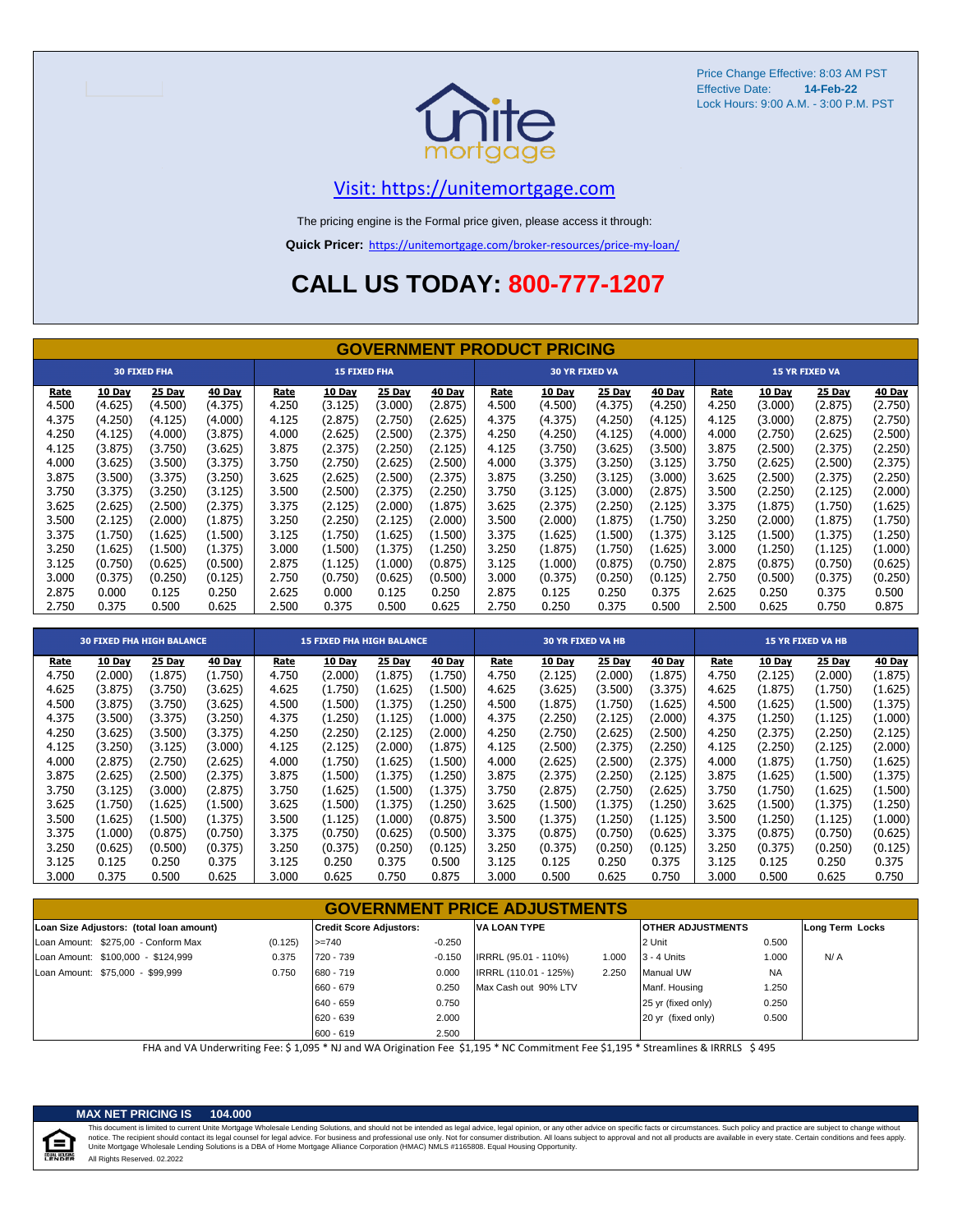Price Change Effective: 8:03 AM PST
Effective Date: **14-Feb-22**
Lock Hours: 9:00 A.M. - 3:00 P.M. PST

unite mortgage

## Visit: https://unitemortgage.com

The pricing engine is the Formal price given, please access it through:

**Quick Pricer:** https://unitemortgage.com/broker-resources/price-my-loan/

# CALL US TODAY: 800-777-1207

## GOVERNMENT PRODUCT PRICING

| 30 FIXED FHA | | | | 15 FIXED FHA | | | | 30 YR FIXED VA | | | | 15 YR FIXED VA | | | |
|---|---|---|---|---|---|---|---|---|---|---|---|---|---|---|---|
| Rate | 10 Day | 25 Day | 40 Day | Rate | 10 Day | 25 Day | 40 Day | Rate | 10 Day | 25 Day | 40 Day | Rate | 10 Day | 25 Day | 40 Day |
| 4.500 | (4.625) | (4.500) | (4.375) | 4.250 | (3.125) | (3.000) | (2.875) | 4.500 | (4.500) | (4.375) | (4.250) | 4.250 | (3.000) | (2.875) | (2.750) |
| 4.375 | (4.250) | (4.125) | (4.000) | 4.125 | (2.875) | (2.750) | (2.625) | 4.375 | (4.375) | (4.250) | (4.125) | 4.125 | (3.000) | (2.875) | (2.750) |
| 4.250 | (4.125) | (4.000) | (3.875) | 4.000 | (2.625) | (2.500) | (2.375) | 4.250 | (4.250) | (4.125) | (4.000) | 4.000 | (2.750) | (2.625) | (2.500) |
| 4.125 | (3.875) | (3.750) | (3.625) | 3.875 | (2.375) | (2.250) | (2.125) | 4.125 | (3.750) | (3.625) | (3.500) | 3.875 | (2.500) | (2.375) | (2.250) |
| 4.000 | (3.625) | (3.500) | (3.375) | 3.750 | (2.750) | (2.625) | (2.500) | 4.000 | (3.375) | (3.250) | (3.125) | 3.750 | (2.625) | (2.500) | (2.375) |
| 3.875 | (3.500) | (3.375) | (3.250) | 3.625 | (2.625) | (2.500) | (2.375) | 3.875 | (3.250) | (3.125) | (3.000) | 3.625 | (2.500) | (2.375) | (2.250) |
| 3.750 | (3.375) | (3.250) | (3.125) | 3.500 | (2.500) | (2.375) | (2.250) | 3.750 | (3.125) | (3.000) | (2.875) | 3.500 | (2.250) | (2.125) | (2.000) |
| 3.625 | (2.625) | (2.500) | (2.375) | 3.375 | (2.125) | (2.000) | (1.875) | 3.625 | (2.375) | (2.250) | (2.125) | 3.375 | (1.875) | (1.750) | (1.625) |
| 3.500 | (2.125) | (2.000) | (1.875) | 3.250 | (2.250) | (2.125) | (2.000) | 3.500 | (2.000) | (1.875) | (1.750) | 3.250 | (2.000) | (1.875) | (1.750) |
| 3.375 | (1.750) | (1.625) | (1.500) | 3.125 | (1.750) | (1.625) | (1.500) | 3.375 | (1.625) | (1.500) | (1.375) | 3.125 | (1.500) | (1.375) | (1.250) |
| 3.250 | (1.625) | (1.500) | (1.375) | 3.000 | (1.500) | (1.375) | (1.250) | 3.250 | (1.875) | (1.750) | (1.625) | 3.000 | (1.250) | (1.125) | (1.000) |
| 3.125 | (0.750) | (0.625) | (0.500) | 2.875 | (1.125) | (1.000) | (0.875) | 3.125 | (1.000) | (0.875) | (0.750) | 2.875 | (0.875) | (0.750) | (0.625) |
| 3.000 | (0.375) | (0.250) | (0.125) | 2.750 | (0.750) | (0.625) | (0.500) | 3.000 | (0.375) | (0.250) | (0.125) | 2.750 | (0.500) | (0.375) | (0.250) |
| 2.875 | 0.000 | 0.125 | 0.250 | 2.625 | 0.000 | 0.125 | 0.250 | 2.875 | 0.125 | 0.250 | 0.375 | 2.625 | 0.250 | 0.375 | 0.500 |
| 2.750 | 0.375 | 0.500 | 0.625 | 2.500 | 0.375 | 0.500 | 0.625 | 2.750 | 0.250 | 0.375 | 0.500 | 2.500 | 0.625 | 0.750 | 0.875 |

| 30 FIXED FHA HIGH BALANCE | | | | 15 FIXED FHA HIGH BALANCE | | | | 30 YR FIXED VA HB | | | | 15 YR FIXED VA HB | | | |
|---|---|---|---|---|---|---|---|---|---|---|---|---|---|---|---|
| Rate | 10 Day | 25 Day | 40 Day | Rate | 10 Day | 25 Day | 40 Day | Rate | 10 Day | 25 Day | 40 Day | Rate | 10 Day | 25 Day | 40 Day |
| 4.750 | (2.000) | (1.875) | (1.750) | 4.750 | (2.000) | (1.875) | (1.750) | 4.750 | (2.125) | (2.000) | (1.875) | 4.750 | (2.125) | (2.000) | (1.875) |
| 4.625 | (3.875) | (3.750) | (3.625) | 4.625 | (1.750) | (1.625) | (1.500) | 4.625 | (3.625) | (3.500) | (3.375) | 4.625 | (1.875) | (1.750) | (1.625) |
| 4.500 | (3.875) | (3.750) | (3.625) | 4.500 | (1.500) | (1.375) | (1.250) | 4.500 | (1.875) | (1.750) | (1.625) | 4.500 | (1.625) | (1.500) | (1.375) |
| 4.375 | (3.500) | (3.375) | (3.250) | 4.375 | (1.250) | (1.125) | (1.000) | 4.375 | (2.250) | (2.125) | (2.000) | 4.375 | (1.250) | (1.125) | (1.000) |
| 4.250 | (3.625) | (3.500) | (3.375) | 4.250 | (2.250) | (2.125) | (2.000) | 4.250 | (2.750) | (2.625) | (2.500) | 4.250 | (2.375) | (2.250) | (2.125) |
| 4.125 | (3.250) | (3.125) | (3.000) | 4.125 | (2.125) | (2.000) | (1.875) | 4.125 | (2.500) | (2.375) | (2.250) | 4.125 | (2.250) | (2.125) | (2.000) |
| 4.000 | (2.875) | (2.750) | (2.625) | 4.000 | (1.750) | (1.625) | (1.500) | 4.000 | (2.625) | (2.500) | (2.375) | 4.000 | (1.875) | (1.750) | (1.625) |
| 3.875 | (2.625) | (2.500) | (2.375) | 3.875 | (1.500) | (1.375) | (1.250) | 3.875 | (2.375) | (2.250) | (2.125) | 3.875 | (1.625) | (1.500) | (1.375) |
| 3.750 | (3.125) | (3.000) | (2.875) | 3.750 | (1.625) | (1.500) | (1.375) | 3.750 | (2.875) | (2.750) | (2.625) | 3.750 | (1.750) | (1.625) | (1.500) |
| 3.625 | (1.750) | (1.625) | (1.500) | 3.625 | (1.500) | (1.375) | (1.250) | 3.625 | (1.500) | (1.375) | (1.250) | 3.625 | (1.500) | (1.375) | (1.250) |
| 3.500 | (1.625) | (1.500) | (1.375) | 3.500 | (1.125) | (1.000) | (0.875) | 3.500 | (1.375) | (1.250) | (1.125) | 3.500 | (1.250) | (1.125) | (1.000) |
| 3.375 | (1.000) | (0.875) | (0.750) | 3.375 | (0.750) | (0.625) | (0.500) | 3.375 | (0.875) | (0.750) | (0.625) | 3.375 | (0.875) | (0.750) | (0.625) |
| 3.250 | (0.625) | (0.500) | (0.375) | 3.250 | (0.375) | (0.250) | (0.125) | 3.250 | (0.375) | (0.250) | (0.125) | 3.250 | (0.375) | (0.250) | (0.125) |
| 3.125 | 0.125 | 0.250 | 0.375 | 3.125 | 0.250 | 0.375 | 0.500 | 3.125 | 0.125 | 0.250 | 0.375 | 3.125 | 0.125 | 0.250 | 0.375 |
| 3.000 | 0.375 | 0.500 | 0.625 | 3.000 | 0.625 | 0.750 | 0.875 | 3.000 | 0.500 | 0.625 | 0.750 | 3.000 | 0.500 | 0.625 | 0.750 |

## GOVERNMENT PRICE ADJUSTMENTS

| Loan Size Adjustors: (total loan amount) | | Credit Score Adjustors: | | VA LOAN TYPE | | OTHER ADJUSTMENTS | | Long Term Locks |
|---|---|---|---|---|---|---|---|---|
| Loan Amount: $275,000 - Conform Max | (0.125) | >=740 | -0.250 | | | 2 Unit | 0.500 | |
| Loan Amount: $100,000 - $124,999 | 0.375 | 720 - 739 | -0.150 | IRRRL (95.01 - 110%) | 1.000 | 3 - 4 Units | 1.000 | N/A |
| Loan Amount: $75,000 - $99,999 | 0.750 | 680 - 719 | 0.000 | IRRRL (110.01 - 125%) | 2.250 | Manual UW | NA | |
| | | 660 - 679 | 0.250 | Max Cash out 90% LTV | | Manf. Housing | 1.250 | |
| | | 640 - 659 | 0.750 | | | 25 yr (fixed only) | 0.250 | |
| | | 620 - 639 | 2.000 | | | 20 yr (fixed only) | 0.500 | |
| | | 600 - 619 | 2.500 | | | | | |

FHA and VA Underwriting Fee: $ 1,095 * NJ and WA Origination Fee $1,195 * NC Commitment Fee $1,195 * Streamlines & IRRRLS $ 495

**MAX NET PRICING IS 104.000**

This document is limited to current Unite Mortgage Wholesale Lending Solutions, and should not be intended as legal advice, legal opinion, or any other advice on specific facts or circumstances. Such policy and practice are subject to change without notice. The recipient should contact its legal counsel for legal advice. For business and professional use only. Not for consumer distribution. All loans subject to approval and not all products are available in every state. Certain conditions and fees apply. Unite Mortgage Wholesale Lending Solutions is a DBA of Home Mortgage Alliance Corporation (HMAC) NMLS #1165808. Equal Housing Opportunity.
All Rights Reserved. 02.2022